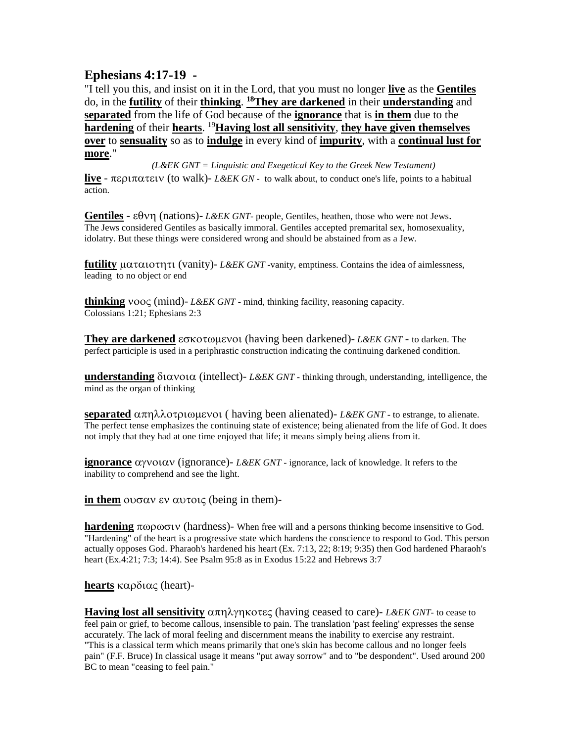## Ephesians 4:17-19 -

"I tell you this, and insist on it in the Lord, that you must no longer **live** as the **Gentiles** do, in the **futility** of their **thinking**. [18]**They are darkened** in their **understanding** and **separated** from the life of God because of the **ignorance** that is **in them** due to the **hardening** of their **hearts**. [19]**Having lost all sensitivity**, **they have given themselves over** to **sensuality** so as to **indulge** in every kind of **impurity**, with a **continual lust for more**."

*(L&EK GNT = Linguistic and Exegetical Key to the Greek New Testament)*

**live** - περιπατειν (to walk)- *L&EK GN* - to walk about, to conduct one's life, points to a habitual action.

**Gentiles** - εθνη (nations)- *L&EK GNT*- people, Gentiles, heathen, those who were not Jews. The Jews considered Gentiles as basically immoral. Gentiles accepted premarital sex, homosexuality, idolatry. But these things were considered wrong and should be abstained from as a Jew.

**futility** ματαιοτητι (vanity)- *L&EK GNT* -vanity, emptiness. Contains the idea of aimlessness, leading to no object or end

**thinking** νοος (mind)- *L&EK GNT* - mind, thinking facility, reasoning capacity. Colossians 1:21; Ephesians 2:3

**They are darkened** εσκοτωμενοι (having been darkened)- *L&EK GNT* - to darken. The perfect participle is used in a periphrastic construction indicating the continuing darkened condition.

**understanding** διανοια (intellect)- *L&EK GNT* - thinking through, understanding, intelligence, the mind as the organ of thinking

**separated** απηλλοτριωμενοι ( having been alienated)- *L&EK GNT* - to estrange, to alienate. The perfect tense emphasizes the continuing state of existence; being alienated from the life of God. It does not imply that they had at one time enjoyed that life; it means simply being aliens from it.

**ignorance** αγνοιαν (ignorance)- *L&EK GNT* - ignorance, lack of knowledge. It refers to the inability to comprehend and see the light.

**in them** ουσαν εν αυτοις (being in them)-

**hardening** πωρωσιν (hardness)- When free will and a persons thinking become insensitive to God. "Hardening" of the heart is a progressive state which hardens the conscience to respond to God. This person actually opposes God. Pharaoh's hardened his heart (Ex. 7:13, 22; 8:19; 9:35) then God hardened Pharaoh's heart (Ex.4:21; 7:3; 14:4). See Psalm 95:8 as in Exodus 15:22 and Hebrews 3:7

**hearts** καρδιας (heart)-

**Having lost all sensitivity** απηλγηκοτες (having ceased to care)- *L&EK GNT*- to cease to feel pain or grief, to become callous, insensible to pain. The translation 'past feeling' expresses the sense accurately. The lack of moral feeling and discernment means the inability to exercise any restraint. "This is a classical term which means primarily that one's skin has become callous and no longer feels pain" (F.F. Bruce) In classical usage it means "put away sorrow" and to "be despondent". Used around 200 BC to mean "ceasing to feel pain."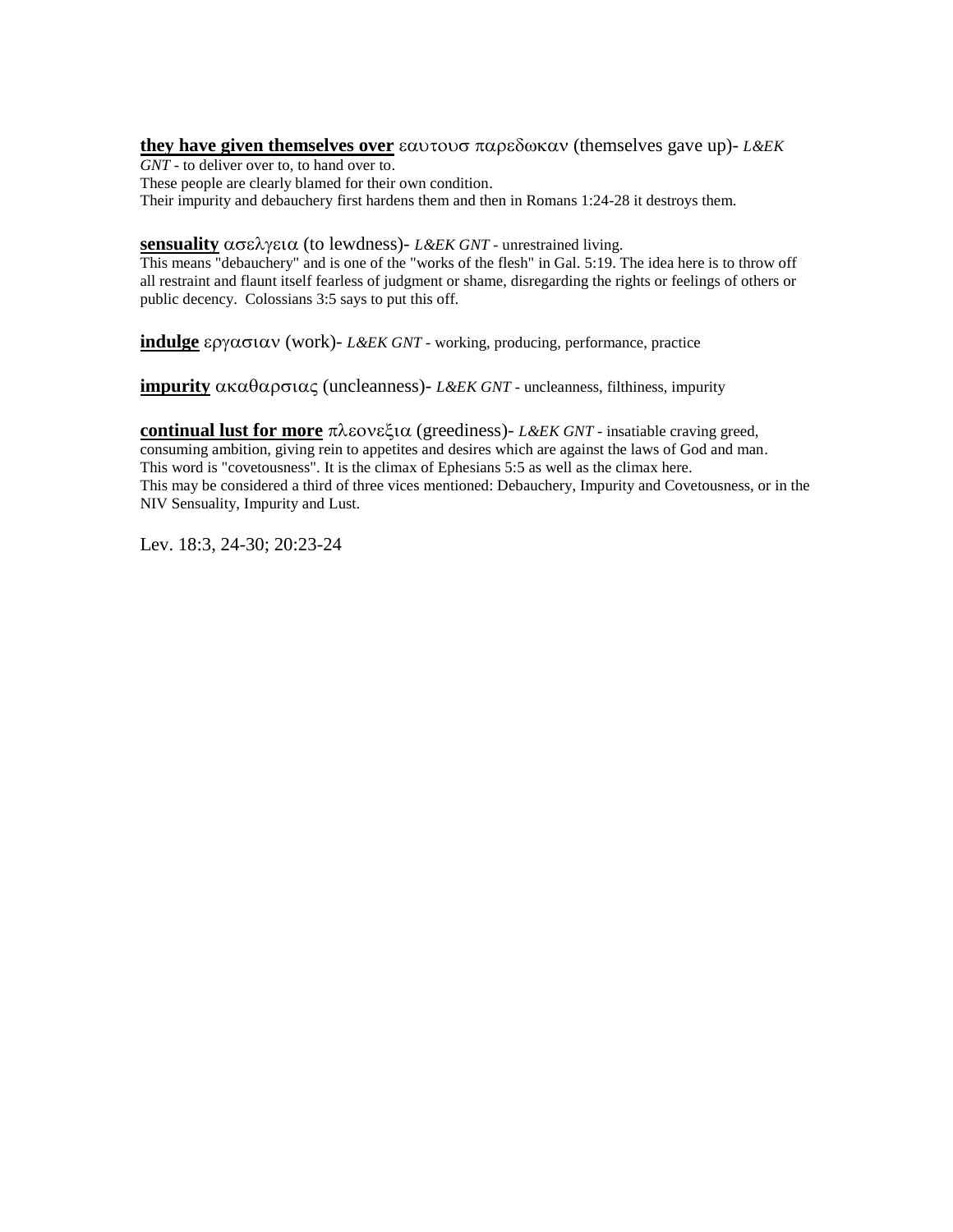**<u>they have given themselves over</u>** εαυτουσ παρεδωκαν (themselves gave up)- *L&EK GNT* - to deliver over to, to hand over to.
These people are clearly blamed for their own condition.
Their impurity and debauchery first hardens them and then in Romans 1:24-28 it destroys them.

**<u>sensuality</u>** ασελγεια (to lewdness)- *L&EK GNT* - unrestrained living.
This means "debauchery" and is one of the "works of the flesh" in Gal. 5:19. The idea here is to throw off all restraint and flaunt itself fearless of judgment or shame, disregarding the rights or feelings of others or public decency. Colossians 3:5 says to put this off.

**<u>indulge</u>** εργασιαν (work)- *L&EK GNT* - working, producing, performance, practice

**<u>impurity</u>** ακαθαρσιας (uncleanness)- *L&EK GNT* - uncleanness, filthiness, impurity

**<u>continual lust for more</u>** πλεονεξια (greediness)- *L&EK GNT* - insatiable craving greed, consuming ambition, giving rein to appetites and desires which are against the laws of God and man.
This word is "covetousness". It is the climax of Ephesians 5:5 as well as the climax here.
This may be considered a third of three vices mentioned: Debauchery, Impurity and Covetousness, or in the NIV Sensuality, Impurity and Lust.

Lev. 18:3, 24-30; 20:23-24